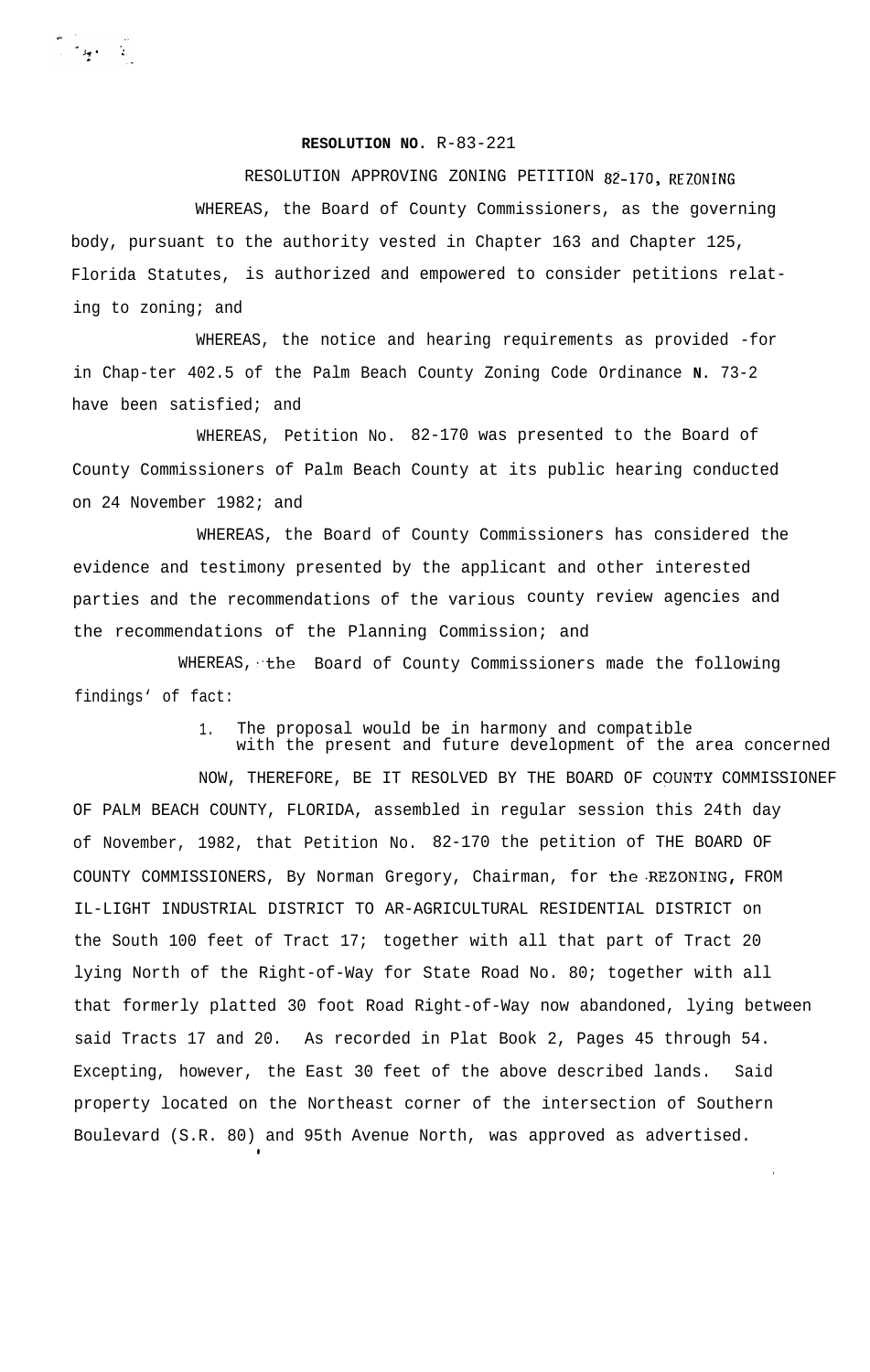**RESOLUTION NO.** R-83-221

RESOLUTION APPROVING ZONING PETITION 82-170, REZONING

WHEREAS, the Board of County Commissioners, as the governing body, pursuant to the authority vested in Chapter 163 and Chapter 125, Florida Statutes, is authorized and empowered to consider petitions relating to zoning; and

WHEREAS, the notice and hearing requirements as provided for in Chap-ter 402.5 of the Palm Beach County Zoning Code Ordinance N. 73-2 have been satisfied; and

WHEREAS, Petition No. 82-170 was presented to the Board of County Commissioners of Palm Beach County at its public hearing conducted on 24 November 1982; and

WHEREAS, the Board of County Commissioners has considered the evidence and testimony presented by the applicant and other interested parties and the recommendations of the various county review agencies and the recommendations of the Planning Commission; and

WHEREAS, the Board of County Commissioners made the following findings' of fact:

1. The proposal would be in harmony and compatible with the present and future development of the area concerned

NOW, THEREFORE, BE IT RESOLVED BY THE BOARD OF COUNTY COMMISSIONEF OF PALM BEACH COUNTY, FLORIDA, assembled in regular session this 24th day of November, 1982, that Petition No. 82-170 the petition of THE BOARD OF COUNTY COMMISSIONERS, By Norman Gregory, Chairman, for the REZONING, FROM IL-LIGHT INDUSTRIAL DISTRICT TO AR-AGRICULTURAL RESIDENTIAL DISTRICT on the South 100 feet of Tract 17; together with all that part of Tract 20 lying North of the Right-of-Way for State Road No. 80; together with all that formerly platted 30 foot Road Right-of-Way now abandoned, lying between said Tracts 17 and 20. As recorded in Plat Book 2, Pages 45 through 54. Excepting, however, the East 30 feet of the above described lands. Said property located on the Northeast corner of the intersection of Southern Boulevard (S.R. 80) and 95th Avenue North, was approved as advertised.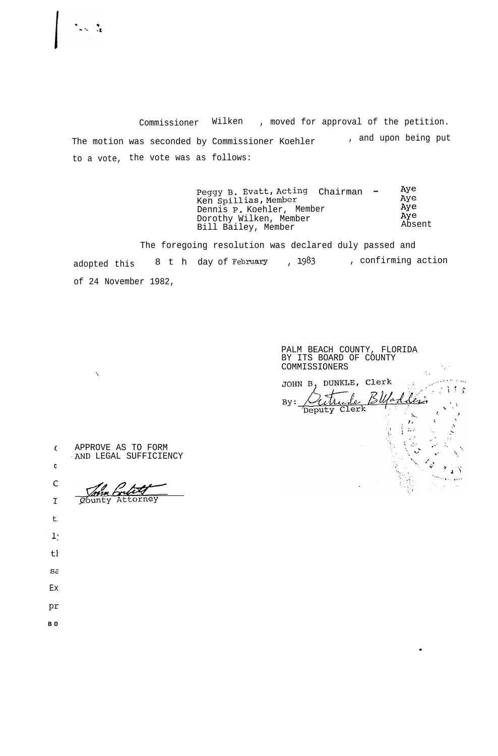Commissioner Wilken, moved for approval of the petition. The motion was seconded by Commissioner Koehler, and upon being put to a vote, the vote was as follows:

| | |
|---|---|
| Peggy B. Evatt, Acting Chairman - | Aye |
| Ken Spillias, Member | Aye |
| Dennis P. Koehler, Member | Aye |
| Dorothy Wilken, Member | Aye |
| Bill Bailey, Member | Absent |

The foregoing resolution was declared duly passed and adopted this 8th day of February, 1983, confirming action of 24 November 1982,

PALM BEACH COUNTY, FLORIDA
BY ITS BOARD OF COUNTY
COMMISSIONERS

JOHN B. DUNKLE, Clerk

By: [signature]
Deputy Clerk

APPROVE AS TO FORM
AND LEGAL SUFFICIENCY

[signature]
County Attorney